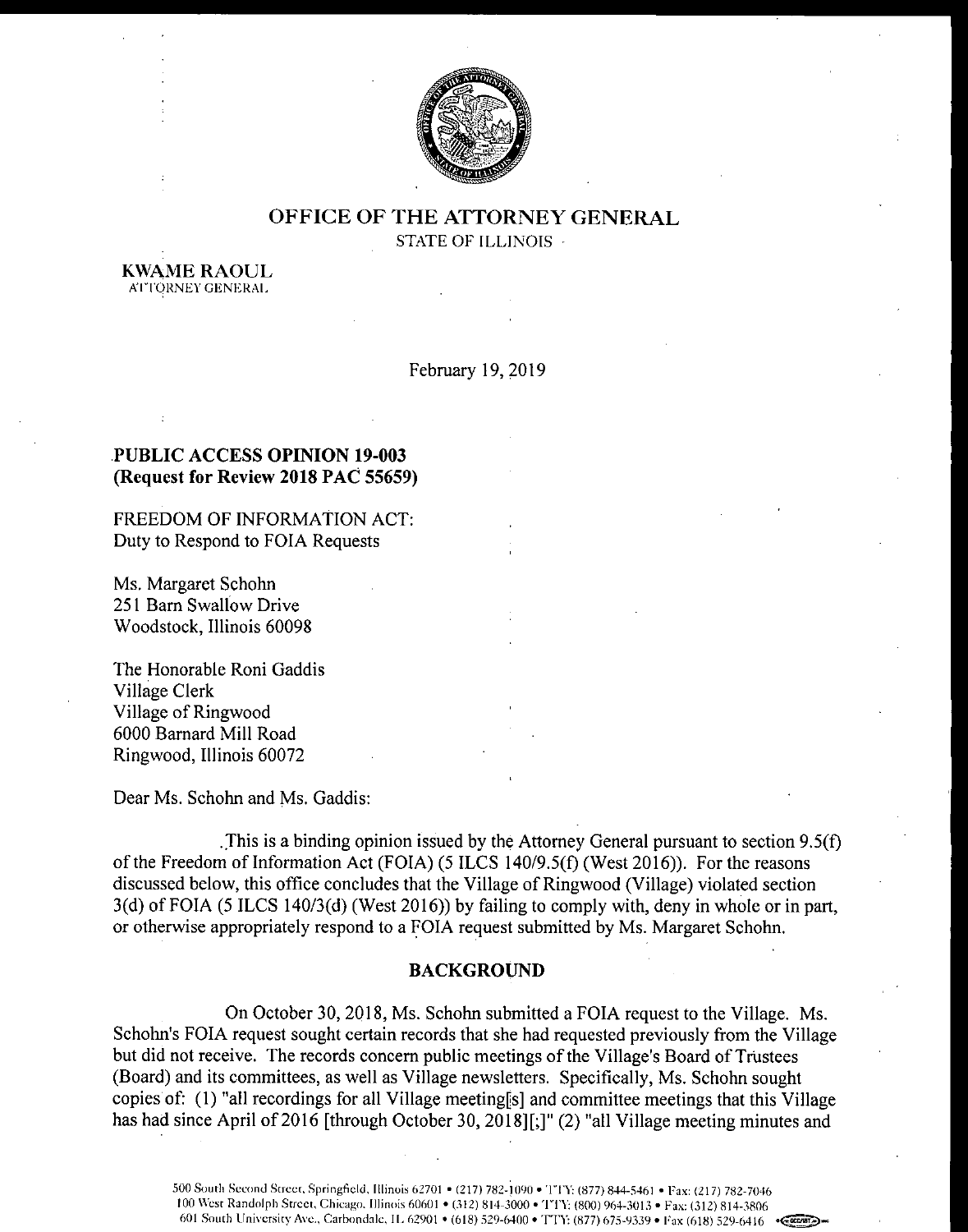# OFFICE OF THE ATTORNEY GENERAL

STATE OF ILLINOIS

**KWAME RAOUL**
ATTORNEY GENERAL

February 19, 2019

**PUBLIC ACCESS OPINION 19-003**
**(Request for Review 2018 PAC 55659)**

FREEDOM OF INFORMATION ACT:
Duty to Respond to FOIA Requests

Ms. Margaret Schohn
251 Barn Swallow Drive
Woodstock, Illinois 60098

The Honorable Roni Gaddis
Village Clerk
Village of Ringwood
6000 Barnard Mill Road
Ringwood, Illinois 60072

Dear Ms. Schohn and Ms. Gaddis:

This is a binding opinion issued by the Attorney General pursuant to section 9.5(f) of the Freedom of Information Act (FOIA) (5 ILCS 140/9.5(f) (West 2016)). For the reasons discussed below, this office concludes that the Village of Ringwood (Village) violated section 3(d) of FOIA (5 ILCS 140/3(d) (West 2016)) by failing to comply with, deny in whole or in part, or otherwise appropriately respond to a FOIA request submitted by Ms. Margaret Schohn.

## BACKGROUND

On October 30, 2018, Ms. Schohn submitted a FOIA request to the Village. Ms. Schohn's FOIA request sought certain records that she had requested previously from the Village but did not receive. The records concern public meetings of the Village's Board of Trustees (Board) and its committees, as well as Village newsletters. Specifically, Ms. Schohn sought copies of: (1) "all recordings for all Village meeting[s] and committee meetings that this Village has had since April of 2016 [through October 30, 2018][;]" (2) "all Village meeting minutes and

500 South Second Street, Springfield, Illinois 62701 • (217) 782-1090 • TTY: (877) 844-5461 • Fax: (217) 782-7046
100 West Randolph Street, Chicago, Illinois 60601 • (312) 814-3000 • TTY: (800) 964-3013 • Fax: (312) 814-3806
601 South University Ave., Carbondale, IL 62901 • (618) 529-6400 • TTY: (877) 675-9339 • Fax (618) 529-6416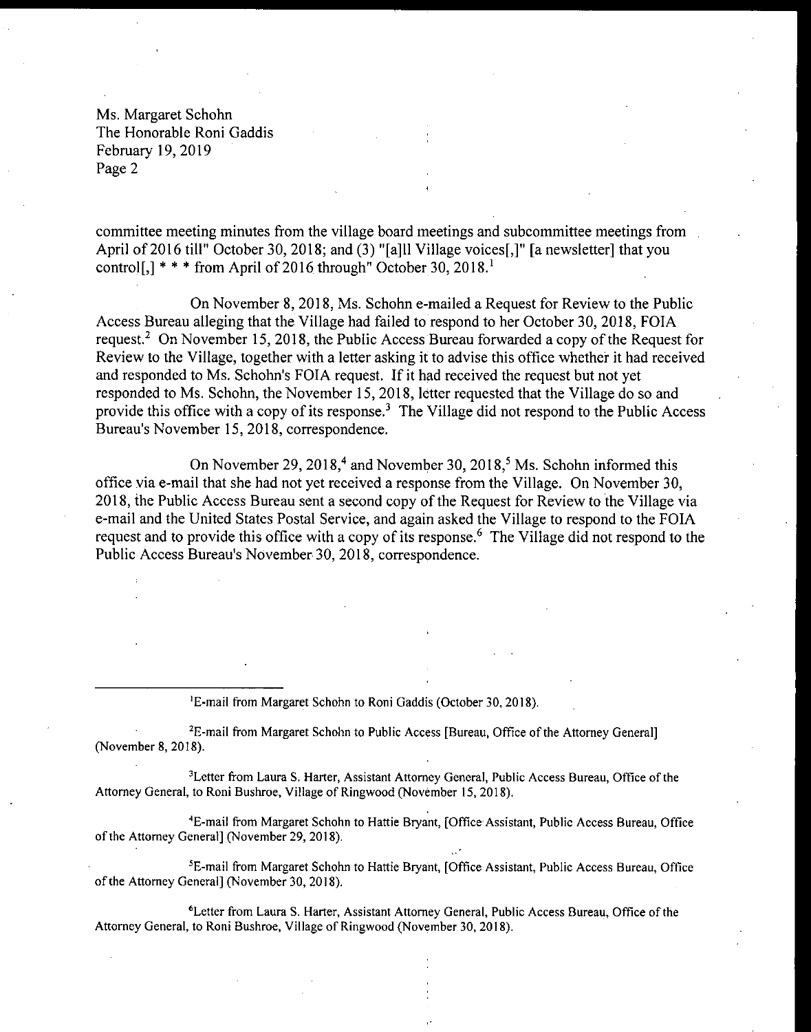Ms. Margaret Schohn
The Honorable Roni Gaddis
February 19, 2019

committee meeting minutes from the village board meetings and subcommittee meetings from April of 2016 till" October 30, 2018; and (3) "[a]ll Village voices[,]" [a newsletter] that you control[,] * * * from April of 2016 through" October 30, 2018.[1]

On November 8, 2018, Ms. Schohn e-mailed a Request for Review to the Public Access Bureau alleging that the Village had failed to respond to her October 30, 2018, FOIA request.[2] On November 15, 2018, the Public Access Bureau forwarded a copy of the Request for Review to the Village, together with a letter asking it to advise this office whether it had received and responded to Ms. Schohn's FOIA request. If it had received the request but not yet responded to Ms. Schohn, the November 15, 2018, letter requested that the Village do so and provide this office with a copy of its response.[3] The Village did not respond to the Public Access Bureau's November 15, 2018, correspondence.

On November 29, 2018,[4] and November 30, 2018,[5] Ms. Schohn informed this office via e-mail that she had not yet received a response from the Village. On November 30, 2018, the Public Access Bureau sent a second copy of the Request for Review to the Village via e-mail and the United States Postal Service, and again asked the Village to respond to the FOIA request and to provide this office with a copy of its response.[6] The Village did not respond to the Public Access Bureau's November 30, 2018, correspondence.

---

[1] E-mail from Margaret Schohn to Roni Gaddis (October 30, 2018).

[2] E-mail from Margaret Schohn to Public Access [Bureau, Office of the Attorney General] (November 8, 2018).

[3] Letter from Laura S. Harter, Assistant Attorney General, Public Access Bureau, Office of the Attorney General, to Roni Bushroe, Village of Ringwood (November 15, 2018).

[4] E-mail from Margaret Schohn to Hattie Bryant, [Office Assistant, Public Access Bureau, Office of the Attorney General] (November 29, 2018).

[5] E-mail from Margaret Schohn to Hattie Bryant, [Office Assistant, Public Access Bureau, Office of the Attorney General] (November 30, 2018).

[6] Letter from Laura S. Harter, Assistant Attorney General, Public Access Bureau, Office of the Attorney General, to Roni Bushroe, Village of Ringwood (November 30, 2018).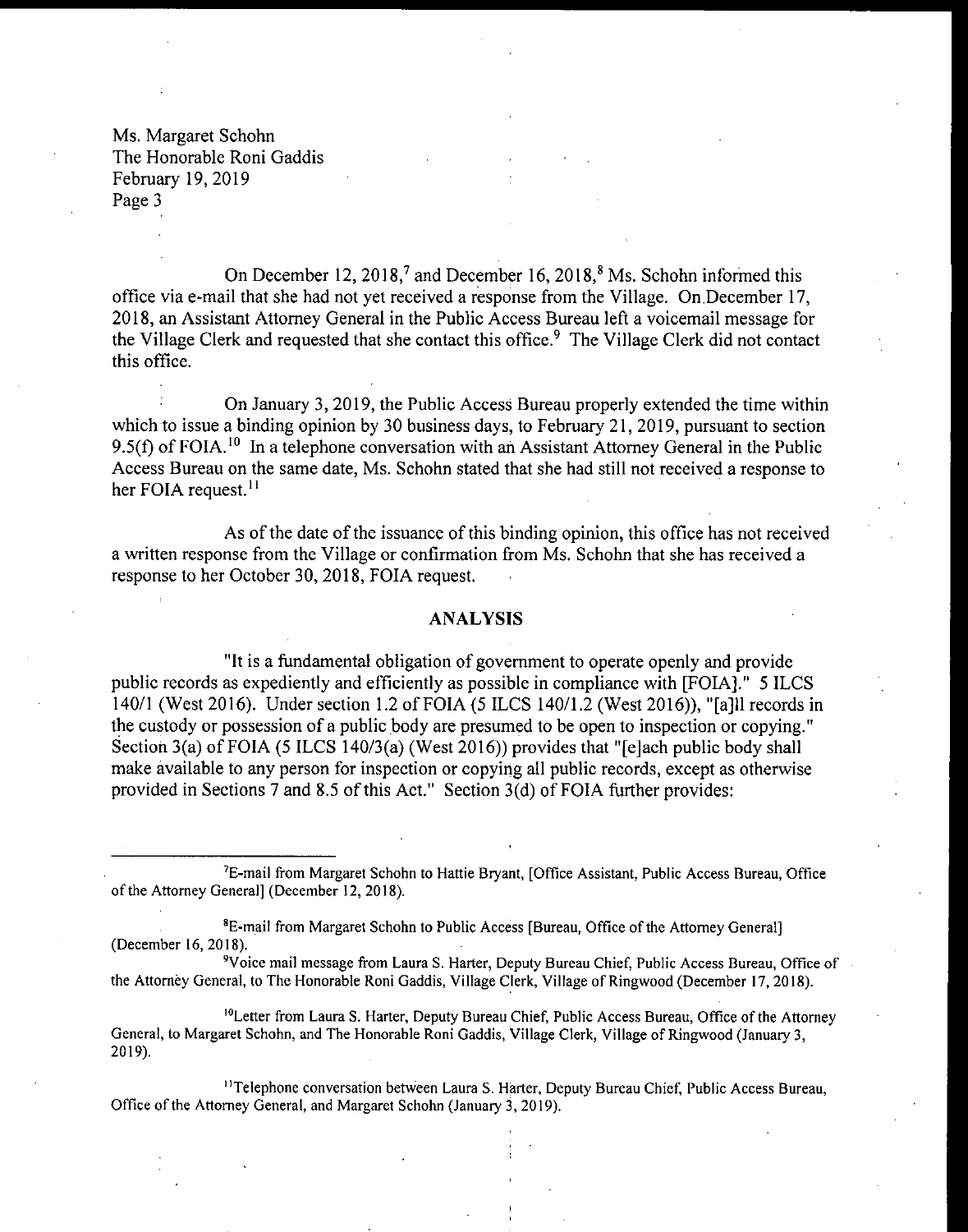Ms. Margaret Schohn
The Honorable Roni Gaddis
February 19, 2019

On December 12, 2018,[7] and December 16, 2018,[8] Ms. Schohn informed this office via e-mail that she had not yet received a response from the Village. On December 17, 2018, an Assistant Attorney General in the Public Access Bureau left a voicemail message for the Village Clerk and requested that she contact this office.[9] The Village Clerk did not contact this office.

On January 3, 2019, the Public Access Bureau properly extended the time within which to issue a binding opinion by 30 business days, to February 21, 2019, pursuant to section 9.5(f) of FOIA.[10] In a telephone conversation with an Assistant Attorney General in the Public Access Bureau on the same date, Ms. Schohn stated that she had still not received a response to her FOIA request.[11]

As of the date of the issuance of this binding opinion, this office has not received a written response from the Village or confirmation from Ms. Schohn that she has received a response to her October 30, 2018, FOIA request.

## ANALYSIS

"It is a fundamental obligation of government to operate openly and provide public records as expediently and efficiently as possible in compliance with [FOIA]." 5 ILCS 140/1 (West 2016). Under section 1.2 of FOIA (5 ILCS 140/1.2 (West 2016)), "[a]ll records in the custody or possession of a public body are presumed to be open to inspection or copying." Section 3(a) of FOIA (5 ILCS 140/3(a) (West 2016)) provides that "[e]ach public body shall make available to any person for inspection or copying all public records, except as otherwise provided in Sections 7 and 8.5 of this Act." Section 3(d) of FOIA further provides:

---

[7] E-mail from Margaret Schohn to Hattie Bryant, [Office Assistant, Public Access Bureau, Office of the Attorney General] (December 12, 2018).

[8] E-mail from Margaret Schohn to Public Access [Bureau, Office of the Attorney General] (December 16, 2018).

[9] Voice mail message from Laura S. Harter, Deputy Bureau Chief, Public Access Bureau, Office of the Attorney General, to The Honorable Roni Gaddis, Village Clerk, Village of Ringwood (December 17, 2018).

[10] Letter from Laura S. Harter, Deputy Bureau Chief, Public Access Bureau, Office of the Attorney General, to Margaret Schohn, and The Honorable Roni Gaddis, Village Clerk, Village of Ringwood (January 3, 2019).

[11] Telephone conversation between Laura S. Harter, Deputy Bureau Chief, Public Access Bureau, Office of the Attorney General, and Margaret Schohn (January 3, 2019).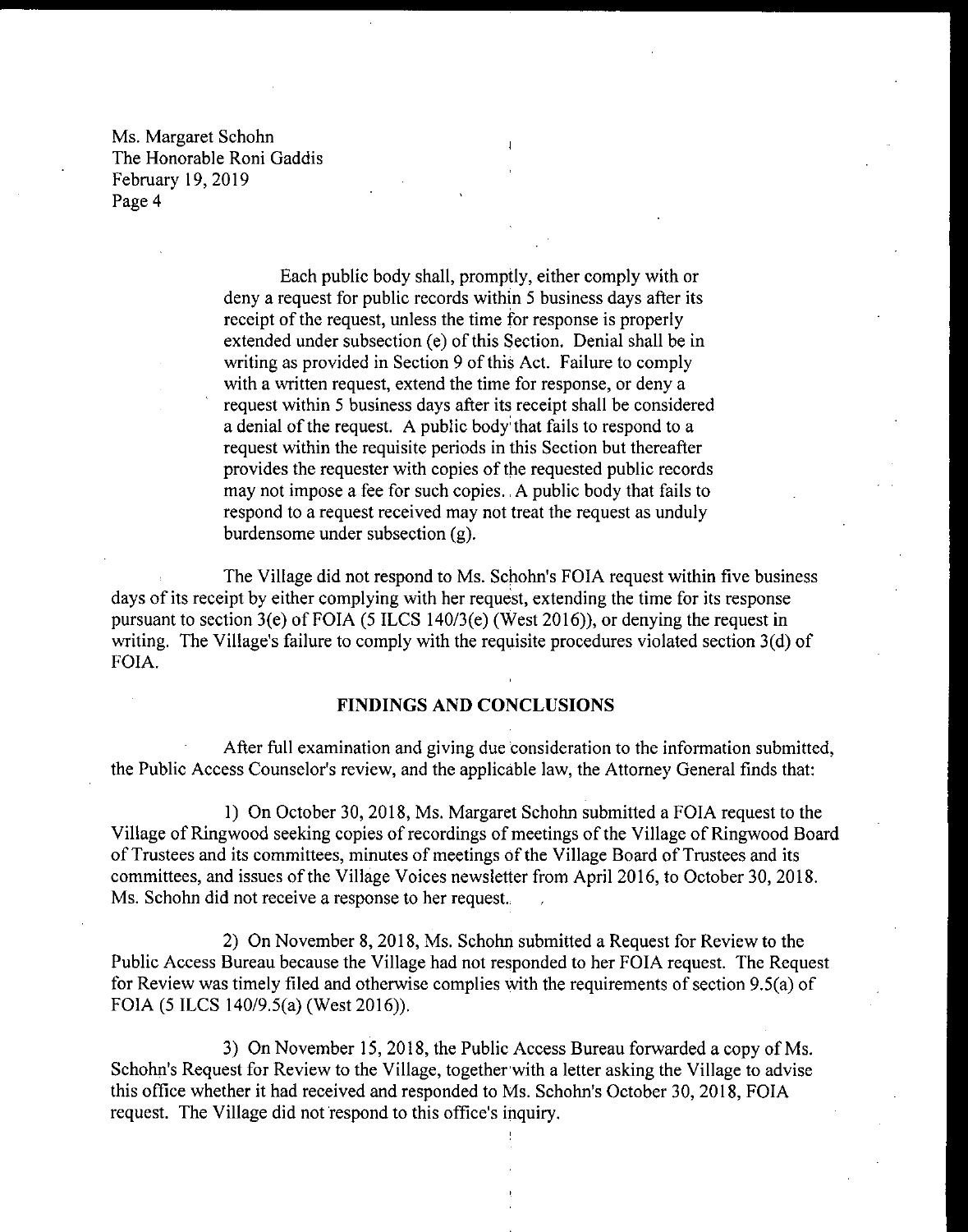Ms. Margaret Schohn
The Honorable Roni Gaddis
February 19, 2019
Page 4

> Each public body shall, promptly, either comply with or deny a request for public records within 5 business days after its receipt of the request, unless the time for response is properly extended under subsection (e) of this Section. Denial shall be in writing as provided in Section 9 of this Act. Failure to comply with a written request, extend the time for response, or deny a request within 5 business days after its receipt shall be considered a denial of the request. A public body that fails to respond to a request within the requisite periods in this Section but thereafter provides the requester with copies of the requested public records may not impose a fee for such copies. A public body that fails to respond to a request received may not treat the request as unduly burdensome under subsection (g).

The Village did not respond to Ms. Schohn's FOIA request within five business days of its receipt by either complying with her request, extending the time for its response pursuant to section 3(e) of FOIA (5 ILCS 140/3(e) (West 2016)), or denying the request in writing. The Village's failure to comply with the requisite procedures violated section 3(d) of FOIA.

## FINDINGS AND CONCLUSIONS

After full examination and giving due consideration to the information submitted, the Public Access Counselor's review, and the applicable law, the Attorney General finds that:

1) On October 30, 2018, Ms. Margaret Schohn submitted a FOIA request to the Village of Ringwood seeking copies of recordings of meetings of the Village of Ringwood Board of Trustees and its committees, minutes of meetings of the Village Board of Trustees and its committees, and issues of the Village Voices newsletter from April 2016, to October 30, 2018. Ms. Schohn did not receive a response to her request.

2) On November 8, 2018, Ms. Schohn submitted a Request for Review to the Public Access Bureau because the Village had not responded to her FOIA request. The Request for Review was timely filed and otherwise complies with the requirements of section 9.5(a) of FOIA (5 ILCS 140/9.5(a) (West 2016)).

3) On November 15, 2018, the Public Access Bureau forwarded a copy of Ms. Schohn's Request for Review to the Village, together with a letter asking the Village to advise this office whether it had received and responded to Ms. Schohn's October 30, 2018, FOIA request. The Village did not respond to this office's inquiry.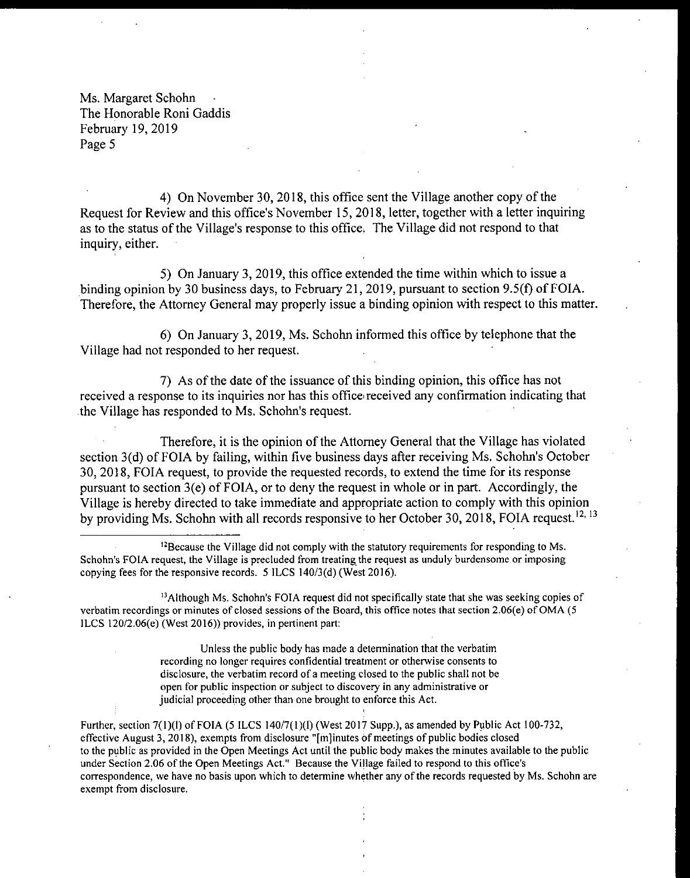4) On November 30, 2018, this office sent the Village another copy of the Request for Review and this office's November 15, 2018, letter, together with a letter inquiring as to the status of the Village's response to this office. The Village did not respond to that inquiry, either.

5) On January 3, 2019, this office extended the time within which to issue a binding opinion by 30 business days, to February 21, 2019, pursuant to section 9.5(f) of FOIA. Therefore, the Attorney General may properly issue a binding opinion with respect to this matter.

6) On January 3, 2019, Ms. Schohn informed this office by telephone that the Village had not responded to her request.

7) As of the date of the issuance of this binding opinion, this office has not received a response to its inquiries nor has this office received any confirmation indicating that the Village has responded to Ms. Schohn's request.

Therefore, it is the opinion of the Attorney General that the Village has violated section 3(d) of FOIA by failing, within five business days after receiving Ms. Schohn's October 30, 2018, FOIA request, to provide the requested records, to extend the time for its response pursuant to section 3(e) of FOIA, or to deny the request in whole or in part. Accordingly, the Village is hereby directed to take immediate and appropriate action to comply with this opinion by providing Ms. Schohn with all records responsive to her October 30, 2018, FOIA request.[12, 13]

---

[12]Because the Village did not comply with the statutory requirements for responding to Ms. Schohn's FOIA request, the Village is precluded from treating the request as unduly burdensome or imposing copying fees for the responsive records. 5 ILCS 140/3(d) (West 2016).

[13]Although Ms. Schohn's FOIA request did not specifically state that she was seeking copies of verbatim recordings or minutes of closed sessions of the Board, this office notes that section 2.06(e) of OMA (5 ILCS 120/2.06(e) (West 2016)) provides, in pertinent part:

> Unless the public body has made a determination that the verbatim recording no longer requires confidential treatment or otherwise consents to disclosure, the verbatim record of a meeting closed to the public shall not be open for public inspection or subject to discovery in any administrative or judicial proceeding other than one brought to enforce this Act.

Further, section 7(1)(l) of FOIA (5 ILCS 140/7(1)(l) (West 2017 Supp.), as amended by Public Act 100-732, effective August 3, 2018), exempts from disclosure "[m]inutes of meetings of public bodies closed to the public as provided in the Open Meetings Act until the public body makes the minutes available to the public under Section 2.06 of the Open Meetings Act." Because the Village failed to respond to this office's correspondence, we have no basis upon which to determine whether any of the records requested by Ms. Schohn are exempt from disclosure.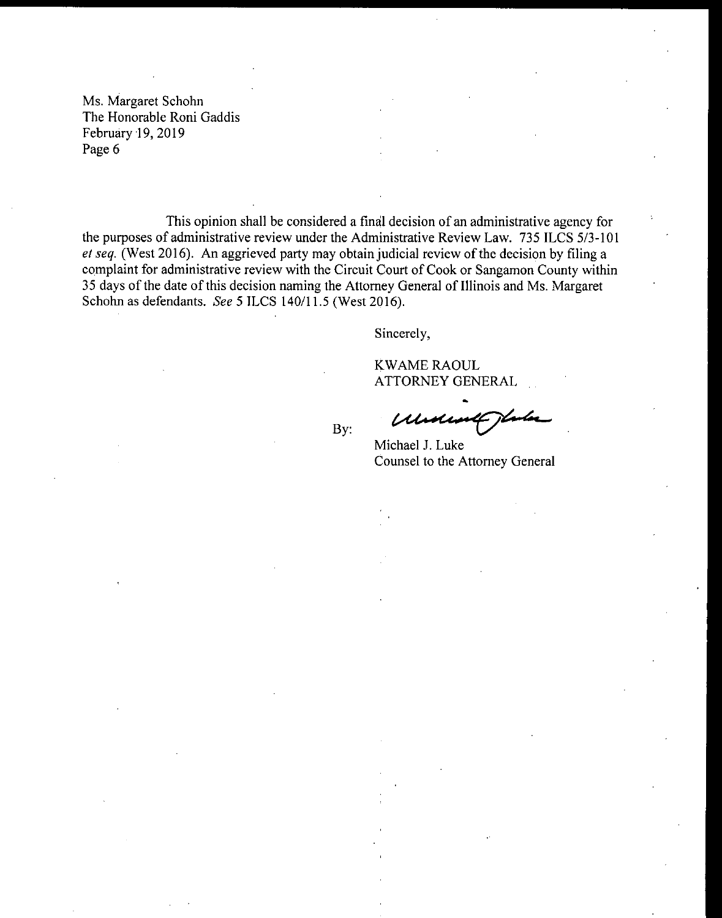Ms. Margaret Schohn
The Honorable Roni Gaddis
February 19, 2019
Page 6

This opinion shall be considered a final decision of an administrative agency for the purposes of administrative review under the Administrative Review Law. 735 ILCS 5/3-101 *et seq.* (West 2016). An aggrieved party may obtain judicial review of the decision by filing a complaint for administrative review with the Circuit Court of Cook or Sangamon County within 35 days of the date of this decision naming the Attorney General of Illinois and Ms. Margaret Schohn as defendants. *See* 5 ILCS 140/11.5 (West 2016).

Sincerely,

KWAME RAOUL
ATTORNEY GENERAL

By:

Michael J. Luke
Counsel to the Attorney General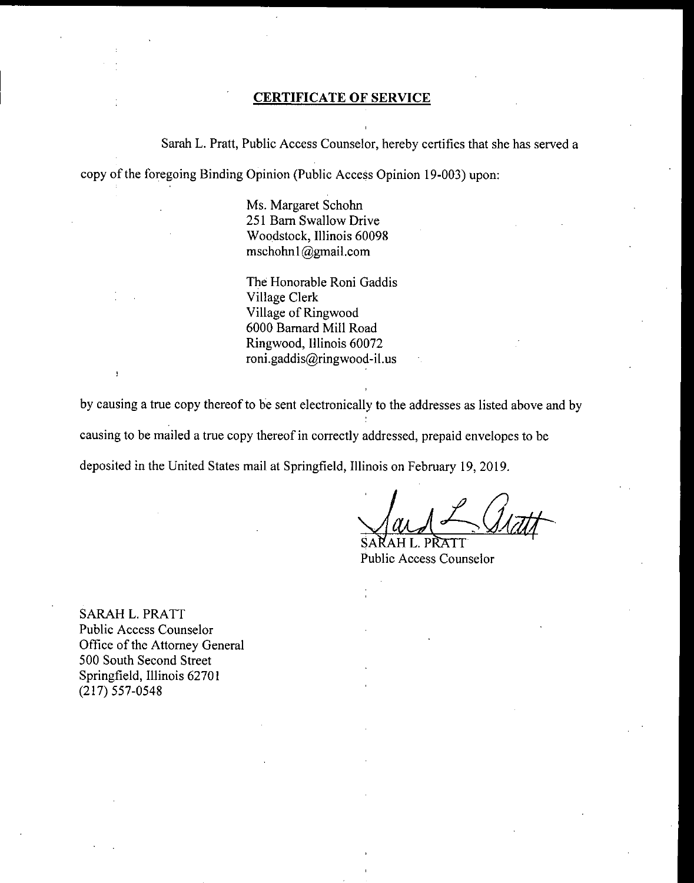**CERTIFICATE OF SERVICE**

Sarah L. Pratt, Public Access Counselor, hereby certifies that she has served a copy of the foregoing Binding Opinion (Public Access Opinion 19-003) upon:

Ms. Margaret Schohn
251 Barn Swallow Drive
Woodstock, Illinois 60098
mschohn1@gmail.com

The Honorable Roni Gaddis
Village Clerk
Village of Ringwood
6000 Barnard Mill Road
Ringwood, Illinois 60072
roni.gaddis@ringwood-il.us

by causing a true copy thereof to be sent electronically to the addresses as listed above and by causing to be mailed a true copy thereof in correctly addressed, prepaid envelopes to be deposited in the United States mail at Springfield, Illinois on February 19, 2019.

SARAH L. PRATT
Public Access Counselor

SARAH L. PRATT
Public Access Counselor
Office of the Attorney General
500 South Second Street
Springfield, Illinois 62701
(217) 557-0548